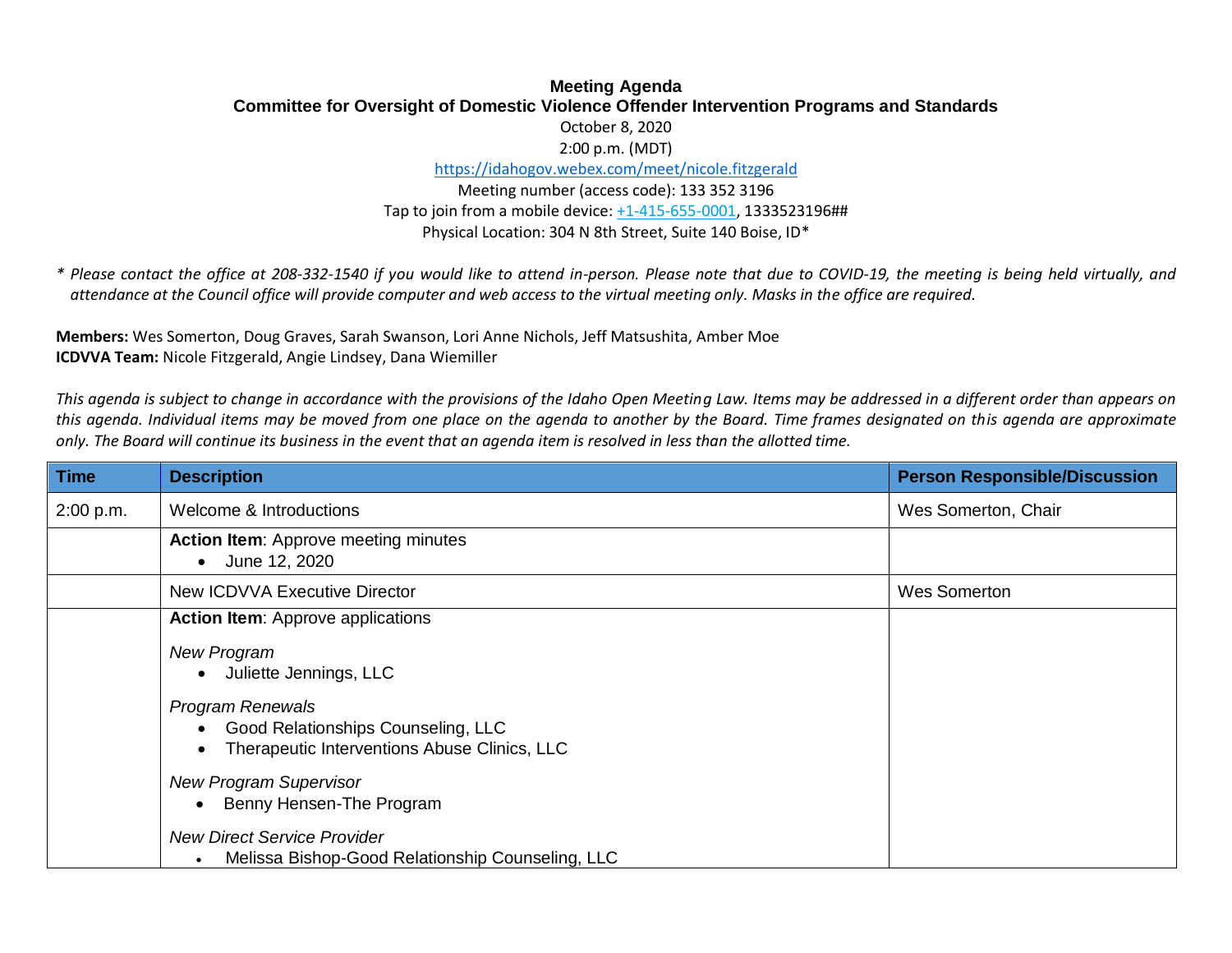# Meeting Agenda

## Committee for Oversight of Domestic Violence Offender Intervention Programs and Standards

October 8, 2020

2:00 p.m. (MDT)

https://idahogov.webex.com/meet/nicole.fitzgerald

Meeting number (access code): 133 352 3196

Tap to join from a mobile device: +1-415-655-0001, 1333523196##

Physical Location: 304 N 8th Street, Suite 140 Boise, ID*

*\* Please contact the office at 208-332-1540 if you would like to attend in-person. Please note that due to COVID-19, the meeting is being held virtually, and attendance at the Council office will provide computer and web access to the virtual meeting only. Masks in the office are required.*

**Members:** Wes Somerton, Doug Graves, Sarah Swanson, Lori Anne Nichols, Jeff Matsushita, Amber Moe
**ICDVVA Team:** Nicole Fitzgerald, Angie Lindsey, Dana Wiemiller

*This agenda is subject to change in accordance with the provisions of the Idaho Open Meeting Law. Items may be addressed in a different order than appears on this agenda. Individual items may be moved from one place on the agenda to another by the Board. Time frames designated on this agenda are approximate only. The Board will continue its business in the event that an agenda item is resolved in less than the allotted time.*

| Time | Description | Person Responsible/Discussion |
|---|---|---|
| 2:00 p.m. | Welcome & Introductions | Wes Somerton, Chair |
| | **Action Item**: Approve meeting minutes<br>• June 12, 2020 | |
| | New ICDVVA Executive Director | Wes Somerton |
| | **Action Item**: Approve applications<br><br>*New Program*<br>• Juliette Jennings, LLC<br><br>*Program Renewals*<br>• Good Relationships Counseling, LLC<br>• Therapeutic Interventions Abuse Clinics, LLC<br><br>*New Program Supervisor*<br>• Benny Hensen-The Program<br><br>*New Direct Service Provider*<br>• Melissa Bishop-Good Relationship Counseling, LLC | |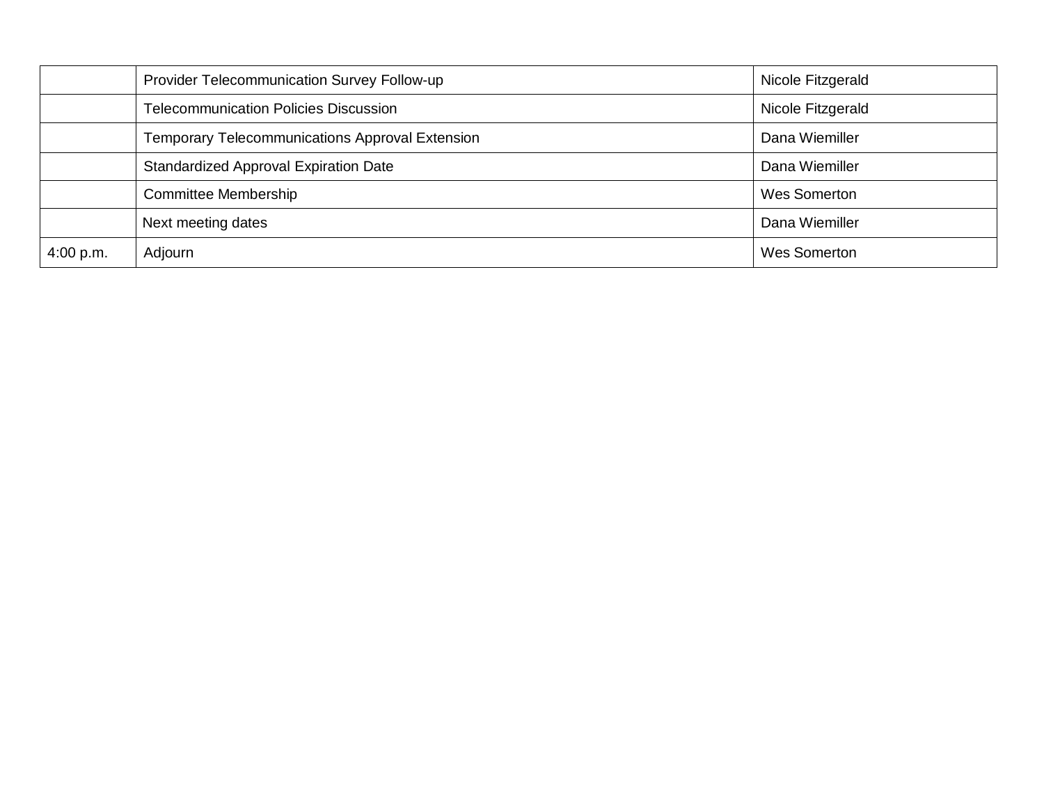| | | |
|---|---|---|
| | Provider Telecommunication Survey Follow-up | Nicole Fitzgerald |
| | Telecommunication Policies Discussion | Nicole Fitzgerald |
| | Temporary Telecommunications Approval Extension | Dana Wiemiller |
| | Standardized Approval Expiration Date | Dana Wiemiller |
| | Committee Membership | Wes Somerton |
| | Next meeting dates | Dana Wiemiller |
| 4:00 p.m. | Adjourn | Wes Somerton |